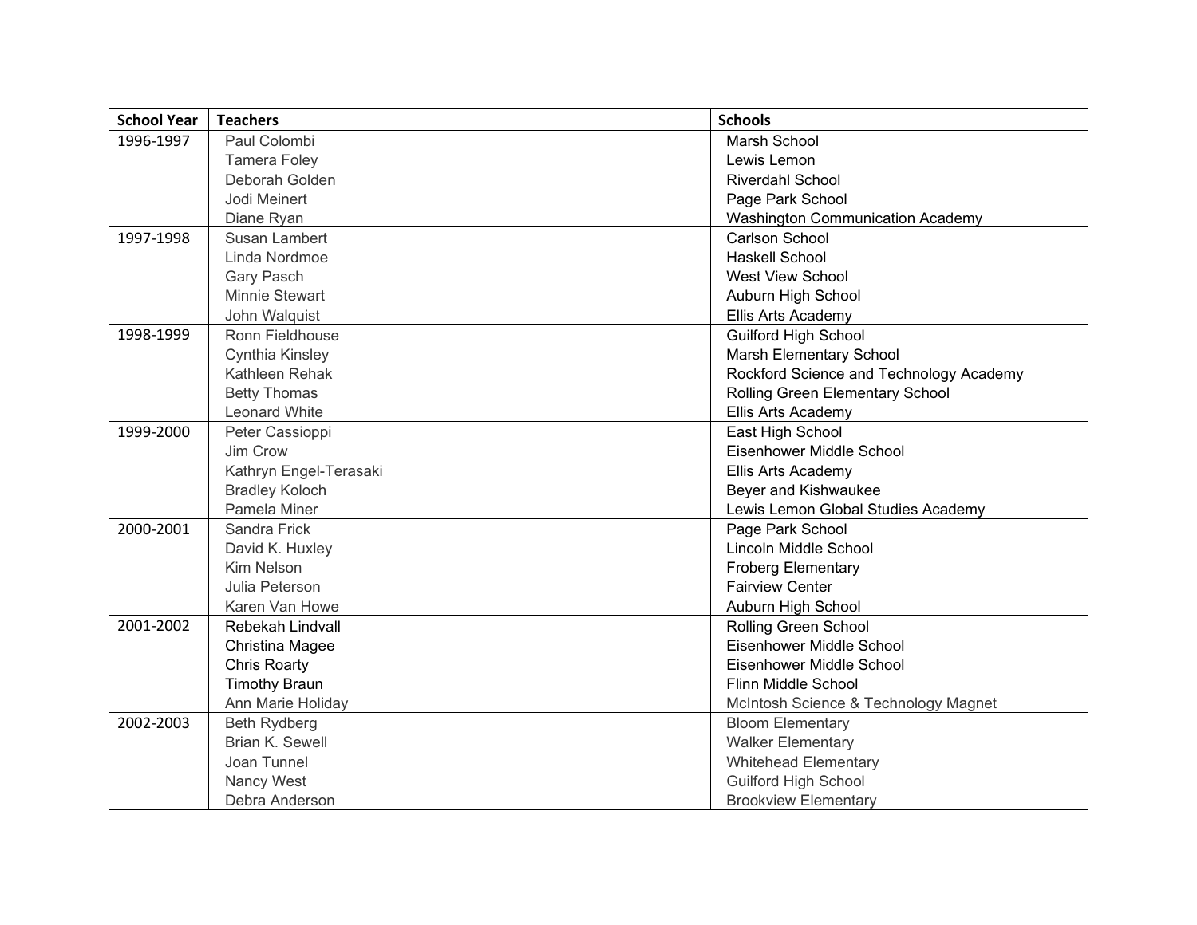| School Year | Teachers | Schools |
|---|---|---|
| 1996-1997 | Paul Colombi | Marsh School |
| | Tamera Foley | Lewis Lemon |
| | Deborah Golden | Riverdahl School |
| | Jodi Meinert | Page Park School |
| | Diane Ryan | Washington Communication Academy |
| 1997-1998 | Susan Lambert | Carlson School |
| | Linda Nordmoe | Haskell School |
| | Gary Pasch | West View School |
| | Minnie Stewart | Auburn High School |
| | John Walquist | Ellis Arts Academy |
| 1998-1999 | Ronn Fieldhouse | Guilford High School |
| | Cynthia Kinsley | Marsh Elementary School |
| | Kathleen Rehak | Rockford Science and Technology Academy |
| | Betty Thomas | Rolling Green Elementary School |
| | Leonard White | Ellis Arts Academy |
| 1999-2000 | Peter Cassioppi | East High School |
| | Jim Crow | Eisenhower Middle School |
| | Kathryn Engel-Terasaki | Ellis Arts Academy |
| | Bradley Koloch | Beyer and Kishwaukee |
| | Pamela Miner | Lewis Lemon Global Studies Academy |
| 2000-2001 | Sandra Frick | Page Park School |
| | David K. Huxley | Lincoln Middle School |
| | Kim Nelson | Froberg Elementary |
| | Julia Peterson | Fairview Center |
| | Karen Van Howe | Auburn High School |
| 2001-2002 | Rebekah Lindvall | Rolling Green School |
| | Christina Magee | Eisenhower Middle School |
| | Chris Roarty | Eisenhower Middle School |
| | Timothy Braun | Flinn Middle School |
| | Ann Marie Holiday | McIntosh Science & Technology Magnet |
| 2002-2003 | Beth Rydberg | Bloom Elementary |
| | Brian K. Sewell | Walker Elementary |
| | Joan Tunnel | Whitehead Elementary |
| | Nancy West | Guilford High School |
| | Debra Anderson | Brookview Elementary |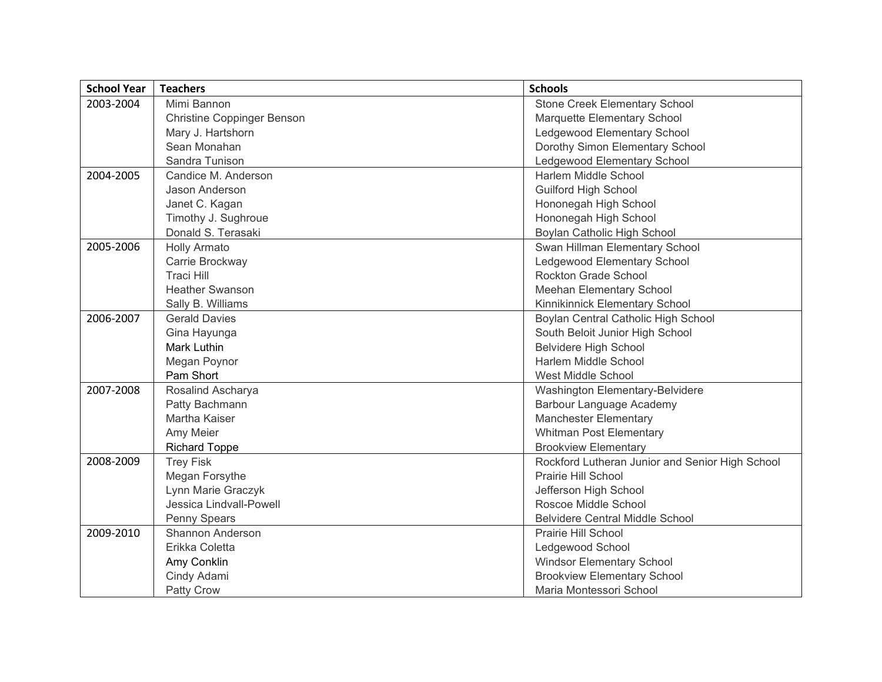| School Year | Teachers | Schools |
|---|---|---|
| 2003-2004 | Mimi Bannon | Stone Creek Elementary School |
| | Christine Coppinger Benson | Marquette Elementary School |
| | Mary J. Hartshorn | Ledgewood Elementary School |
| | Sean Monahan | Dorothy Simon Elementary School |
| | Sandra Tunison | Ledgewood Elementary School |
| 2004-2005 | Candice M. Anderson | Harlem Middle School |
| | Jason Anderson | Guilford High School |
| | Janet C. Kagan | Hononegah High School |
| | Timothy J. Sughroue | Hononegah High School |
| | Donald S. Terasaki | Boylan Catholic High School |
| 2005-2006 | Holly Armato | Swan Hillman Elementary School |
| | Carrie Brockway | Ledgewood Elementary School |
| | Traci Hill | Rockton Grade School |
| | Heather Swanson | Meehan Elementary School |
| | Sally B. Williams | Kinnikinnick Elementary School |
| 2006-2007 | Gerald Davies | Boylan Central Catholic High School |
| | Gina Hayunga | South Beloit Junior High School |
| | Mark Luthin | Belvidere High School |
| | Megan Poynor | Harlem Middle School |
| | Pam Short | West Middle School |
| 2007-2008 | Rosalind Ascharya | Washington Elementary-Belvidere |
| | Patty Bachmann | Barbour Language Academy |
| | Martha Kaiser | Manchester Elementary |
| | Amy Meier | Whitman Post Elementary |
| | Richard Toppe | Brookview Elementary |
| 2008-2009 | Trey Fisk | Rockford Lutheran Junior and Senior High School |
| | Megan Forsythe | Prairie Hill School |
| | Lynn Marie Graczyk | Jefferson High School |
| | Jessica Lindvall-Powell | Roscoe Middle School |
| | Penny Spears | Belvidere Central Middle School |
| 2009-2010 | Shannon Anderson | Prairie Hill School |
| | Erikka Coletta | Ledgewood School |
| | Amy Conklin | Windsor Elementary School |
| | Cindy Adami | Brookview Elementary School |
| | Patty Crow | Maria Montessori School |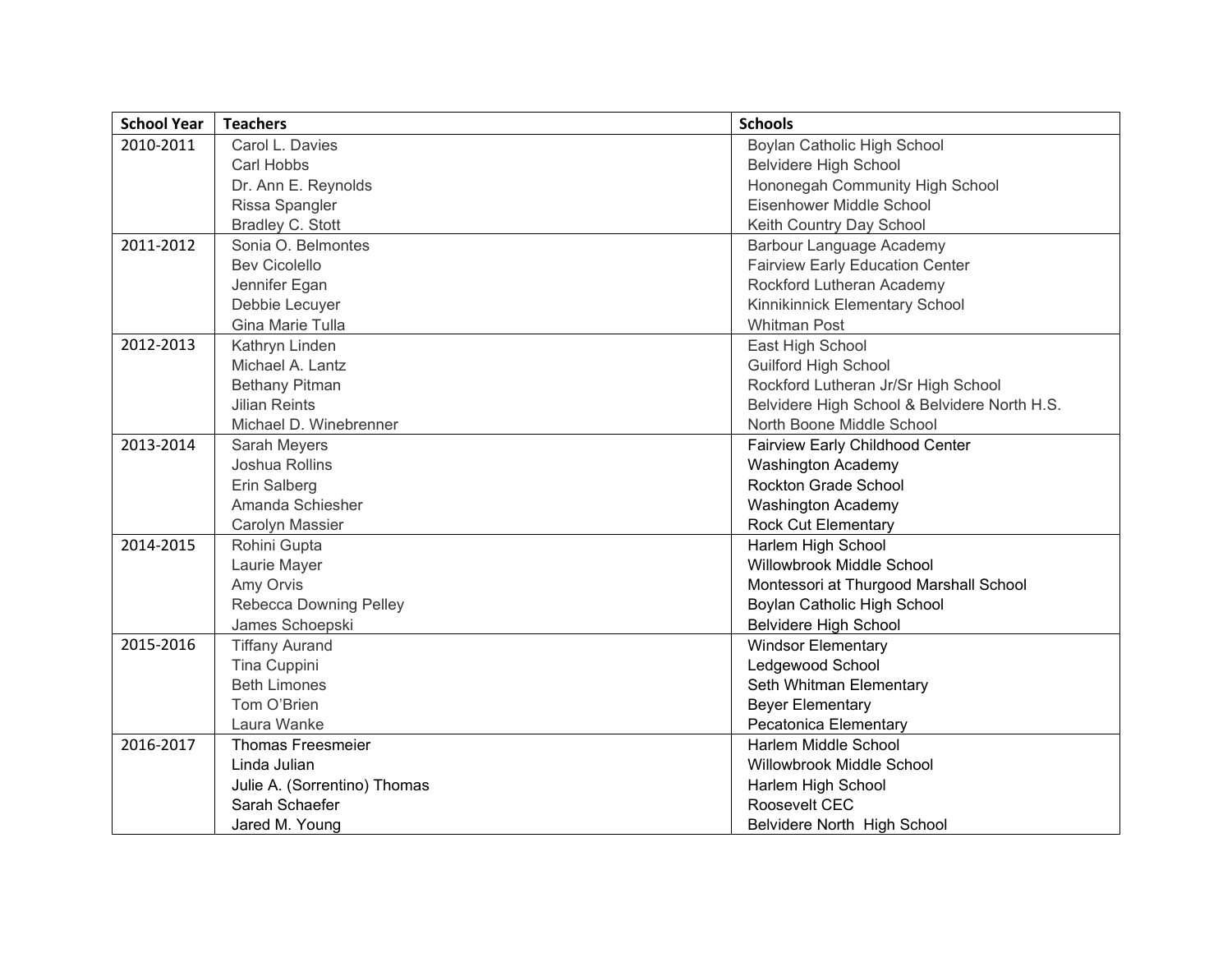| School Year | Teachers | Schools |
|---|---|---|
| 2010-2011 | Carol L. Davies | Boylan Catholic High School |
| | Carl Hobbs | Belvidere High School |
| | Dr. Ann E. Reynolds | Hononegah Community High School |
| | Rissa Spangler | Eisenhower Middle School |
| | Bradley C. Stott | Keith Country Day School |
| 2011-2012 | Sonia O. Belmontes | Barbour Language Academy |
| | Bev Cicolello | Fairview Early Education Center |
| | Jennifer Egan | Rockford Lutheran Academy |
| | Debbie Lecuyer | Kinnikinnick Elementary School |
| | Gina Marie Tulla | Whitman Post |
| 2012-2013 | Kathryn Linden | East High School |
| | Michael A. Lantz | Guilford High School |
| | Bethany Pitman | Rockford Lutheran Jr/Sr High School |
| | Jilian Reints | Belvidere High School & Belvidere North H.S. |
| | Michael D. Winebrenner | North Boone Middle School |
| 2013-2014 | Sarah Meyers | Fairview Early Childhood Center |
| | Joshua Rollins | Washington Academy |
| | Erin Salberg | Rockton Grade School |
| | Amanda Schiesher | Washington Academy |
| | Carolyn Massier | Rock Cut Elementary |
| 2014-2015 | Rohini Gupta | Harlem High School |
| | Laurie Mayer | Willowbrook Middle School |
| | Amy Orvis | Montessori at Thurgood Marshall School |
| | Rebecca Downing Pelley | Boylan Catholic High School |
| | James Schoepski | Belvidere High School |
| 2015-2016 | Tiffany Aurand | Windsor Elementary |
| | Tina Cuppini | Ledgewood School |
| | Beth Limones | Seth Whitman Elementary |
| | Tom O'Brien | Beyer Elementary |
| | Laura Wanke | Pecatonica Elementary |
| 2016-2017 | Thomas Freesmeier | Harlem Middle School |
| | Linda Julian | Willowbrook Middle School |
| | Julie A. (Sorrentino) Thomas | Harlem High School |
| | Sarah Schaefer | Roosevelt CEC |
| | Jared M. Young | Belvidere North High School |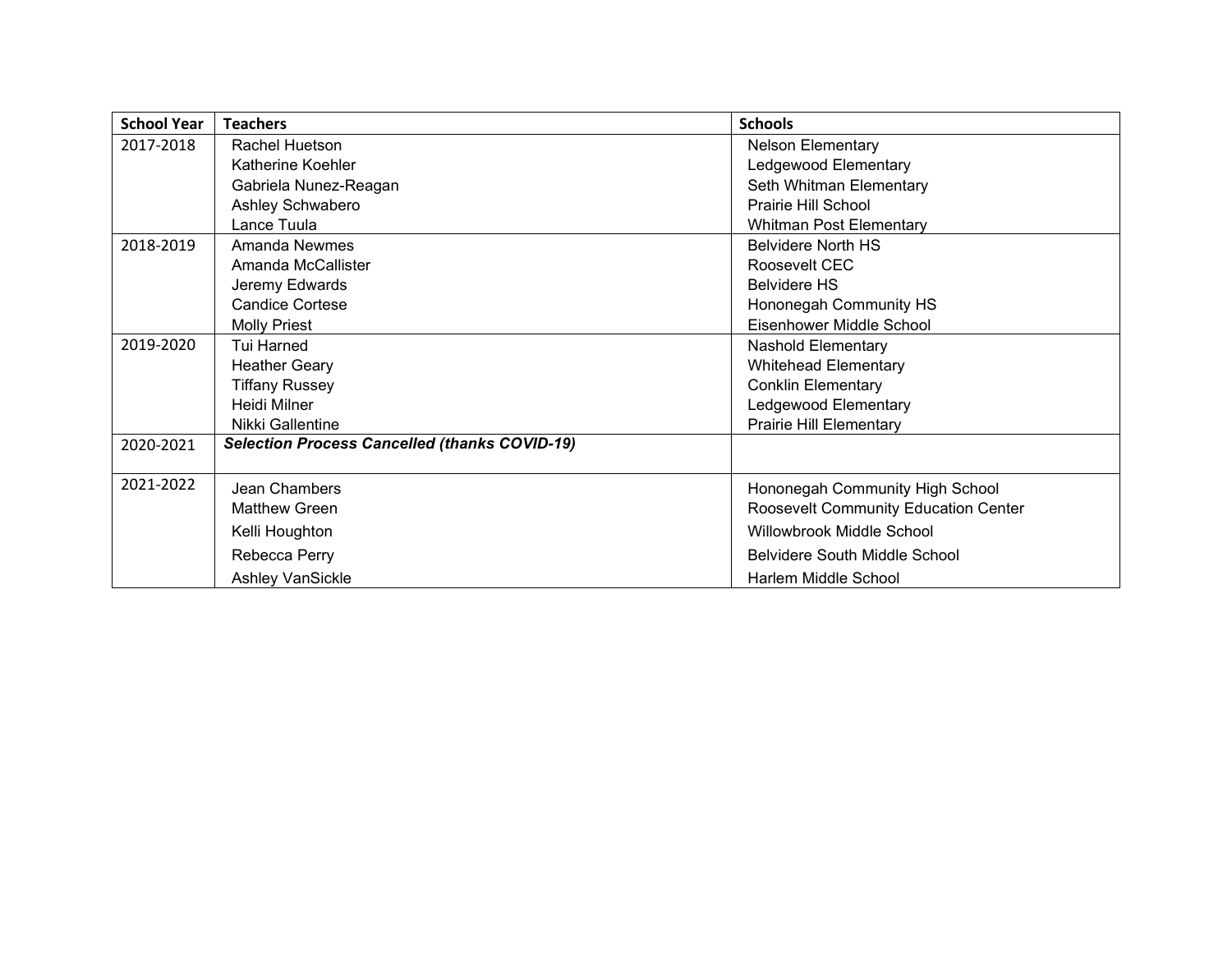| School Year | Teachers | Schools |
|---|---|---|
| 2017-2018 | Rachel Huetson | Nelson Elementary |
| | Katherine Koehler | Ledgewood Elementary |
| | Gabriela Nunez-Reagan | Seth Whitman Elementary |
| | Ashley Schwabero | Prairie Hill School |
| | Lance Tuula | Whitman Post Elementary |
| 2018-2019 | Amanda Newmes | Belvidere North HS |
| | Amanda McCallister | Roosevelt CEC |
| | Jeremy Edwards | Belvidere HS |
| | Candice Cortese | Hononegah Community HS |
| | Molly Priest | Eisenhower Middle School |
| 2019-2020 | Tui Harned | Nashold Elementary |
| | Heather Geary | Whitehead Elementary |
| | Tiffany Russey | Conklin Elementary |
| | Heidi Milner | Ledgewood Elementary |
| | Nikki Gallentine | Prairie Hill Elementary |
| 2020-2021 | ***Selection Process Cancelled (thanks COVID-19)*** | |
| 2021-2022 | Jean Chambers | Hononegah Community High School |
| | Matthew Green | Roosevelt Community Education Center |
| | Kelli Houghton | Willowbrook Middle School |
| | Rebecca Perry | Belvidere South Middle School |
| | Ashley VanSickle | Harlem Middle School |